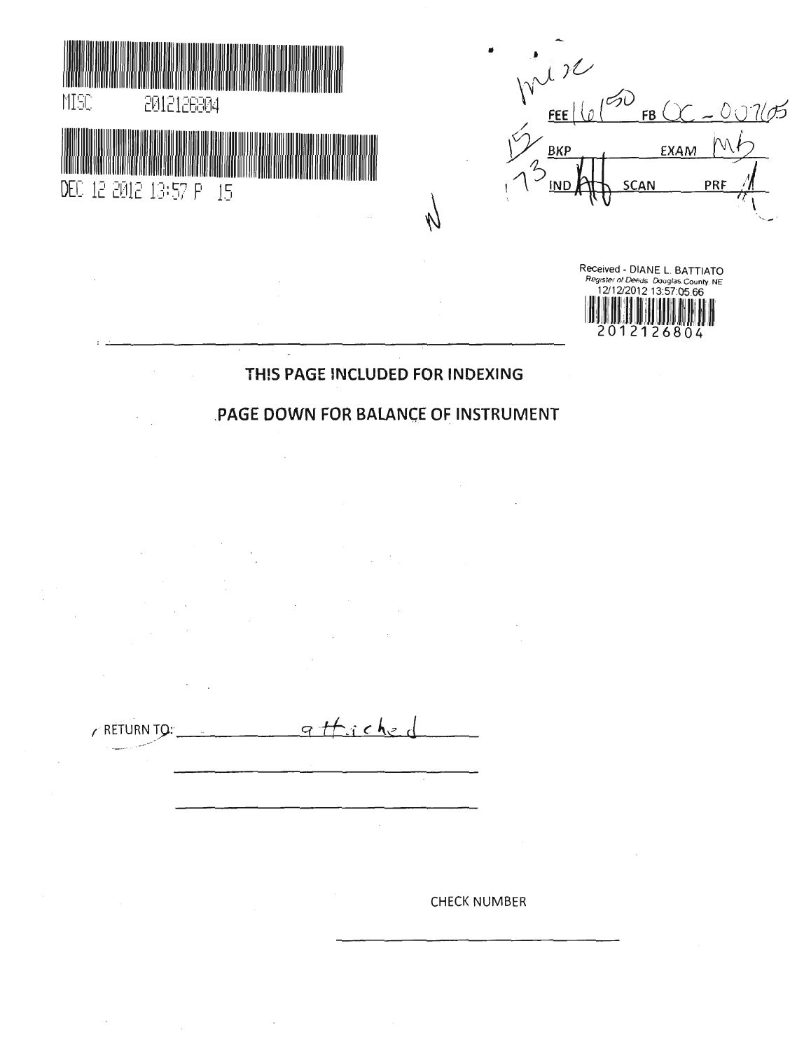MISC 2012126804

DEC 12 2012 13:57 P 15

misc

FEE 16.50 FB OC-00765

15 BKP EXAM MB

173 IND SCAN PRF

Received - DIANE L. BATTIATO
Register of Deeds Douglas County, NE
12/12/2012 13:57:05.66
2012126804

## THIS PAGE INCLUDED FOR INDEXING

## PAGE DOWN FOR BALANCE OF INSTRUMENT

RETURN TO: attached

CHECK NUMBER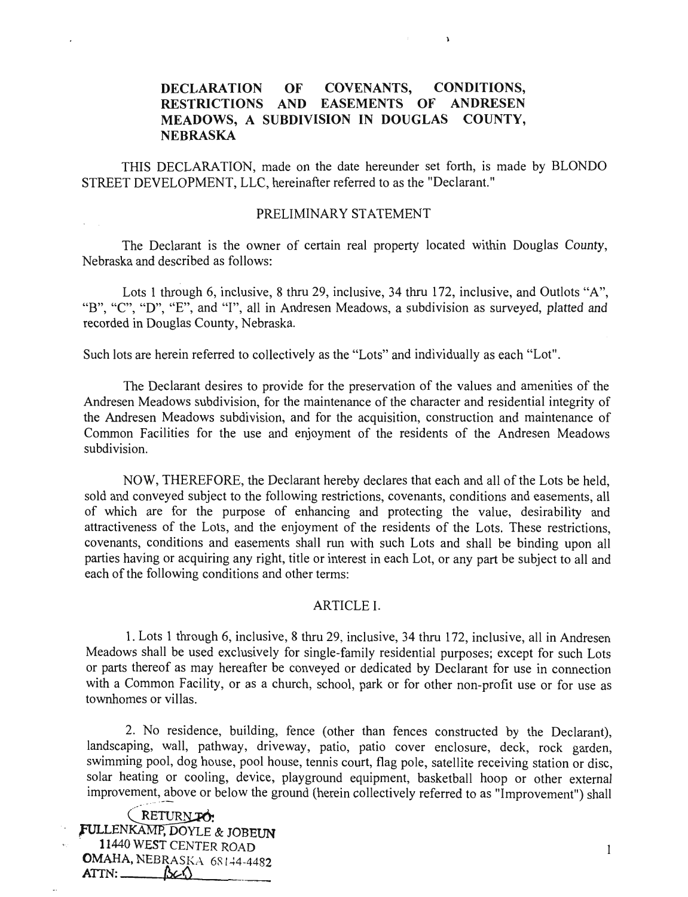# DECLARATION OF COVENANTS, CONDITIONS, RESTRICTIONS AND EASEMENTS OF ANDRESEN MEADOWS, A SUBDIVISION IN DOUGLAS COUNTY, NEBRASKA

THIS DECLARATION, made on the date hereunder set forth, is made by BLONDO STREET DEVELOPMENT, LLC, hereinafter referred to as the "Declarant."

## PRELIMINARY STATEMENT

The Declarant is the owner of certain real property located within Douglas County, Nebraska and described as follows:

Lots 1 through 6, inclusive, 8 thru 29, inclusive, 34 thru 172, inclusive, and Outlots "A", "B", "C", "D", "E", and "I", all in Andresen Meadows, a subdivision as surveyed, platted and recorded in Douglas County, Nebraska.

Such lots are herein referred to collectively as the "Lots" and individually as each "Lot".

The Declarant desires to provide for the preservation of the values and amenities of the Andresen Meadows subdivision, for the maintenance of the character and residential integrity of the Andresen Meadows subdivision, and for the acquisition, construction and maintenance of Common Facilities for the use and enjoyment of the residents of the Andresen Meadows subdivision.

NOW, THEREFORE, the Declarant hereby declares that each and all of the Lots be held, sold and conveyed subject to the following restrictions, covenants, conditions and easements, all of which are for the purpose of enhancing and protecting the value, desirability and attractiveness of the Lots, and the enjoyment of the residents of the Lots. These restrictions, covenants, conditions and easements shall run with such Lots and shall be binding upon all parties having or acquiring any right, title or interest in each Lot, or any part be subject to all and each of the following conditions and other terms:

## ARTICLE I.

1. Lots 1 through 6, inclusive, 8 thru 29, inclusive, 34 thru 172, inclusive, all in Andresen Meadows shall be used exclusively for single-family residential purposes; except for such Lots or parts thereof as may hereafter be conveyed or dedicated by Declarant for use in connection with a Common Facility, or as a church, school, park or for other non-profit use or for use as townhomes or villas.

2. No residence, building, fence (other than fences constructed by the Declarant), landscaping, wall, pathway, driveway, patio, patio cover enclosure, deck, rock garden, swimming pool, dog house, pool house, tennis court, flag pole, satellite receiving station or disc, solar heating or cooling, device, playground equipment, basketball hoop or other external improvement, above or below the ground (herein collectively referred to as "Improvement") shall

RETURN TO:
FULLENKAMP, DOYLE & JOBEUN
11440 WEST CENTER ROAD
OMAHA, NEBRASKA 68144-4482
ATTN: BCD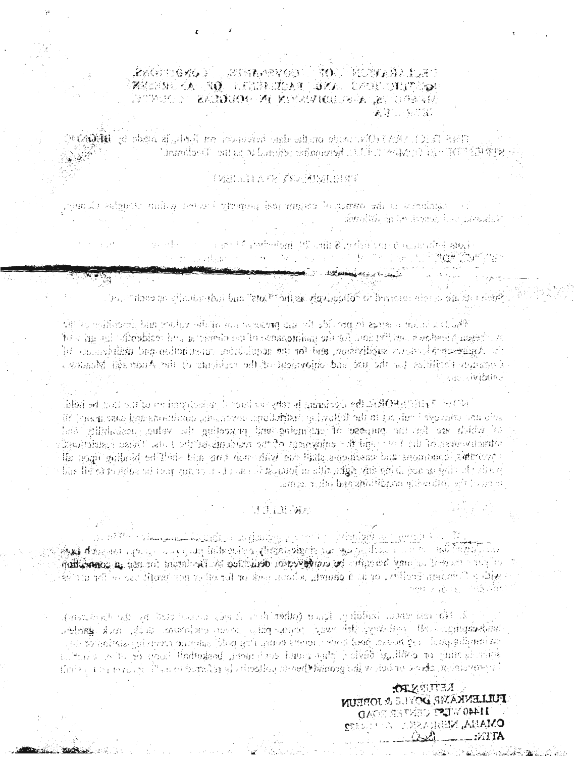# DECLARATION OF COVENANTS, CONDITIONS, RESTRICTIONS AND EASEMENTS OF ANDERSEN MEADOWS, A SUBDIVISION IN DOUGLAS COUNTY, NEBRASKA

THIS DECLARATION, made on the date hereinafter set forth, is made by ... hereinafter referred to as the "Declarant".

## PRELIMINARY STATEMENT

The Declarant is the owner of certain real property located within Douglas County, Nebraska and described as follows:

Lots 1 through 6, inclusive, 8 thru 29, inclusive, ...

Such lots are herein referred to collectively as the "Lots" and individually as each "Lot."

The Declarant desires to provide for the preservation of the values and amenities of the Andersen Meadows subdivision, for the maintenance of the character and residential integrity of the Andersen Meadows subdivision, and for the acquisition, construction and maintenance of Common Facilities for the use and enjoyment of the residents of the Andersen Meadows subdivision.

NOW, THEREFORE, the Declarant hereby declares that each and all of the Lots shall be held, sold and conveyed subject to the following restrictions, covenants, conditions and easements, all of which are for the purpose of enhancing and protecting the value, desirability and attractiveness of the Lots, and the enjoyment of the residents of the Lots. These restrictions, covenants, conditions and easements shall run with such Lots and shall be binding upon all parties having or acquiring any right, title or interest in each Lot, or any part thereof, as is provided in the following conditions and restrictions.

## ARTICLE I.

1. Each Lot shall be used exclusively for single-family residential purposes, except for such Lots or parts thereof as may hereafter be conveyed or dedicated by Declarant for use in connection with a Common Facility, or as a church, school, park or for other non-profit use or for ...

2. No residence, building, fence (other than fences constructed by the Declarant), landscaping wall, pathway, driveway, patio, patio cover, enclosure, deck, rock garden, swimming pool, dog house, pool house, tennis court, flag pole, satellite receiving station or discs, solar heating or cooling device, play ground equipment, basketball hoop or other external improvement, above or below the ground (herein collectively referred to as "Improvement") ...

RETURN TO:
FULLENKAMP, DOYLE & JOBEUN
11440 WEST CENTER ROAD
OMAHA, NEBRASKA 68144
ATTN: ________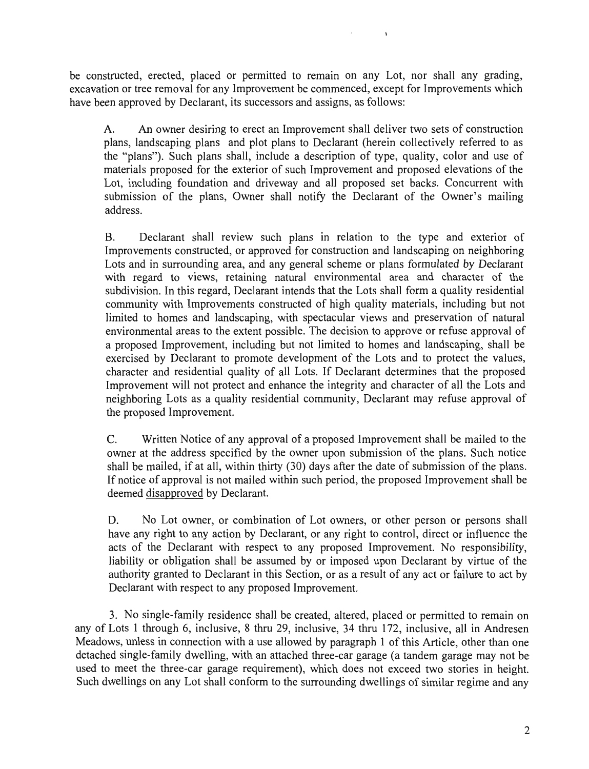be constructed, erected, placed or permitted to remain on any Lot, nor shall any grading, excavation or tree removal for any Improvement be commenced, except for Improvements which have been approved by Declarant, its successors and assigns, as follows:

A. An owner desiring to erect an Improvement shall deliver two sets of construction plans, landscaping plans and plot plans to Declarant (herein collectively referred to as the "plans"). Such plans shall, include a description of type, quality, color and use of materials proposed for the exterior of such Improvement and proposed elevations of the Lot, including foundation and driveway and all proposed set backs. Concurrent with submission of the plans, Owner shall notify the Declarant of the Owner's mailing address.

B. Declarant shall review such plans in relation to the type and exterior of Improvements constructed, or approved for construction and landscaping on neighboring Lots and in surrounding area, and any general scheme or plans formulated by Declarant with regard to views, retaining natural environmental area and character of the subdivision. In this regard, Declarant intends that the Lots shall form a quality residential community with Improvements constructed of high quality materials, including but not limited to homes and landscaping, with spectacular views and preservation of natural environmental areas to the extent possible. The decision to approve or refuse approval of a proposed Improvement, including but not limited to homes and landscaping, shall be exercised by Declarant to promote development of the Lots and to protect the values, character and residential quality of all Lots. If Declarant determines that the proposed Improvement will not protect and enhance the integrity and character of all the Lots and neighboring Lots as a quality residential community, Declarant may refuse approval of the proposed Improvement.

C. Written Notice of any approval of a proposed Improvement shall be mailed to the owner at the address specified by the owner upon submission of the plans. Such notice shall be mailed, if at all, within thirty (30) days after the date of submission of the plans. If notice of approval is not mailed within such period, the proposed Improvement shall be deemed <u>disapproved</u> by Declarant.

D. No Lot owner, or combination of Lot owners, or other person or persons shall have any right to any action by Declarant, or any right to control, direct or influence the acts of the Declarant with respect to any proposed Improvement. No responsibility, liability or obligation shall be assumed by or imposed upon Declarant by virtue of the authority granted to Declarant in this Section, or as a result of any act or failure to act by Declarant with respect to any proposed Improvement.

3. No single-family residence shall be created, altered, placed or permitted to remain on any of Lots 1 through 6, inclusive, 8 thru 29, inclusive, 34 thru 172, inclusive, all in Andresen Meadows, unless in connection with a use allowed by paragraph 1 of this Article, other than one detached single-family dwelling, with an attached three-car garage (a tandem garage may not be used to meet the three-car garage requirement), which does not exceed two stories in height. Such dwellings on any Lot shall conform to the surrounding dwellings of similar regime and any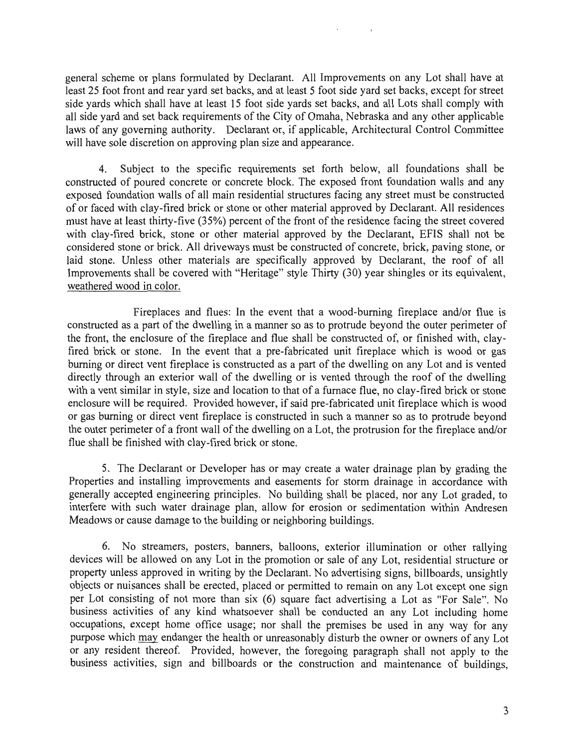general scheme or plans formulated by Declarant. All Improvements on any Lot shall have at least 25 foot front and rear yard set backs, and at least 5 foot side yard set backs, except for street side yards which shall have at least 15 foot side yards set backs, and all Lots shall comply with all side yard and set back requirements of the City of Omaha, Nebraska and any other applicable laws of any governing authority. Declarant or, if applicable, Architectural Control Committee will have sole discretion on approving plan size and appearance.

4. Subject to the specific requirements set forth below, all foundations shall be constructed of poured concrete or concrete block. The exposed front foundation walls and any exposed foundation walls of all main residential structures facing any street must be constructed of or faced with clay-fired brick or stone or other material approved by Declarant. All residences must have at least thirty-five (35%) percent of the front of the residence facing the street covered with clay-fired brick, stone or other material approved by the Declarant, EFIS shall not be considered stone or brick. All driveways must be constructed of concrete, brick, paving stone, or laid stone. Unless other materials are specifically approved by Declarant, the roof of all Improvements shall be covered with "Heritage" style Thirty (30) year shingles or its equivalent, weathered wood in color.

Fireplaces and flues: In the event that a wood-burning fireplace and/or flue is constructed as a part of the dwelling in a manner so as to protrude beyond the outer perimeter of the front, the enclosure of the fireplace and flue shall be constructed of, or finished with, clay-fired brick or stone. In the event that a pre-fabricated unit fireplace which is wood or gas burning or direct vent fireplace is constructed as a part of the dwelling on any Lot and is vented directly through an exterior wall of the dwelling or is vented through the roof of the dwelling with a vent similar in style, size and location to that of a furnace flue, no clay-fired brick or stone enclosure will be required. Provided however, if said pre-fabricated unit fireplace which is wood or gas burning or direct vent fireplace is constructed in such a manner so as to protrude beyond the outer perimeter of a front wall of the dwelling on a Lot, the protrusion for the fireplace and/or flue shall be finished with clay-fired brick or stone.

5. The Declarant or Developer has or may create a water drainage plan by grading the Properties and installing improvements and easements for storm drainage in accordance with generally accepted engineering principles. No building shall be placed, nor any Lot graded, to interfere with such water drainage plan, allow for erosion or sedimentation within Andresen Meadows or cause damage to the building or neighboring buildings.

6. No streamers, posters, banners, balloons, exterior illumination or other rallying devices will be allowed on any Lot in the promotion or sale of any Lot, residential structure or property unless approved in writing by the Declarant. No advertising signs, billboards, unsightly objects or nuisances shall be erected, placed or permitted to remain on any Lot except one sign per Lot consisting of not more than six (6) square fact advertising a Lot as "For Sale". No business activities of any kind whatsoever shall be conducted an any Lot including home occupations, except home office usage; nor shall the premises be used in any way for any purpose which may endanger the health or unreasonably disturb the owner or owners of any Lot or any resident thereof. Provided, however, the foregoing paragraph shall not apply to the business activities, sign and billboards or the construction and maintenance of buildings,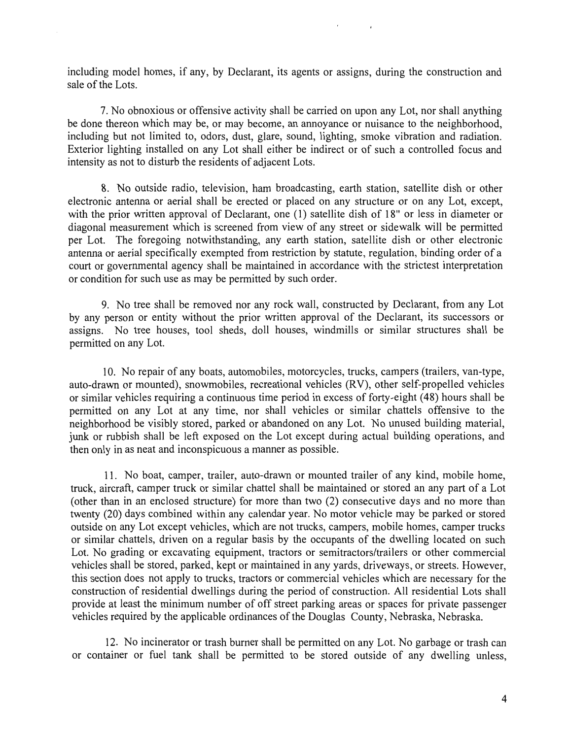including model homes, if any, by Declarant, its agents or assigns, during the construction and sale of the Lots.

7. No obnoxious or offensive activity shall be carried on upon any Lot, nor shall anything be done thereon which may be, or may become, an annoyance or nuisance to the neighborhood, including but not limited to, odors, dust, glare, sound, lighting, smoke vibration and radiation. Exterior lighting installed on any Lot shall either be indirect or of such a controlled focus and intensity as not to disturb the residents of adjacent Lots.

8. No outside radio, television, ham broadcasting, earth station, satellite dish or other electronic antenna or aerial shall be erected or placed on any structure or on any Lot, except, with the prior written approval of Declarant, one (1) satellite dish of 18" or less in diameter or diagonal measurement which is screened from view of any street or sidewalk will be permitted per Lot. The foregoing notwithstanding, any earth station, satellite dish or other electronic antenna or aerial specifically exempted from restriction by statute, regulation, binding order of a court or governmental agency shall be maintained in accordance with the strictest interpretation or condition for such use as may be permitted by such order.

9. No tree shall be removed nor any rock wall, constructed by Declarant, from any Lot by any person or entity without the prior written approval of the Declarant, its successors or assigns. No tree houses, tool sheds, doll houses, windmills or similar structures shall be permitted on any Lot.

10. No repair of any boats, automobiles, motorcycles, trucks, campers (trailers, van-type, auto-drawn or mounted), snowmobiles, recreational vehicles (RV), other self-propelled vehicles or similar vehicles requiring a continuous time period in excess of forty-eight (48) hours shall be permitted on any Lot at any time, nor shall vehicles or similar chattels offensive to the neighborhood be visibly stored, parked or abandoned on any Lot. No unused building material, junk or rubbish shall be left exposed on the Lot except during actual building operations, and then only in as neat and inconspicuous a manner as possible.

11. No boat, camper, trailer, auto-drawn or mounted trailer of any kind, mobile home, truck, aircraft, camper truck or similar chattel shall be maintained or stored an any part of a Lot (other than in an enclosed structure) for more than two (2) consecutive days and no more than twenty (20) days combined within any calendar year. No motor vehicle may be parked or stored outside on any Lot except vehicles, which are not trucks, campers, mobile homes, camper trucks or similar chattels, driven on a regular basis by the occupants of the dwelling located on such Lot. No grading or excavating equipment, tractors or semitractors/trailers or other commercial vehicles shall be stored, parked, kept or maintained in any yards, driveways, or streets. However, this section does not apply to trucks, tractors or commercial vehicles which are necessary for the construction of residential dwellings during the period of construction. All residential Lots shall provide at least the minimum number of off street parking areas or spaces for private passenger vehicles required by the applicable ordinances of the Douglas County, Nebraska, Nebraska.

12. No incinerator or trash burner shall be permitted on any Lot. No garbage or trash can or container or fuel tank shall be permitted to be stored outside of any dwelling unless,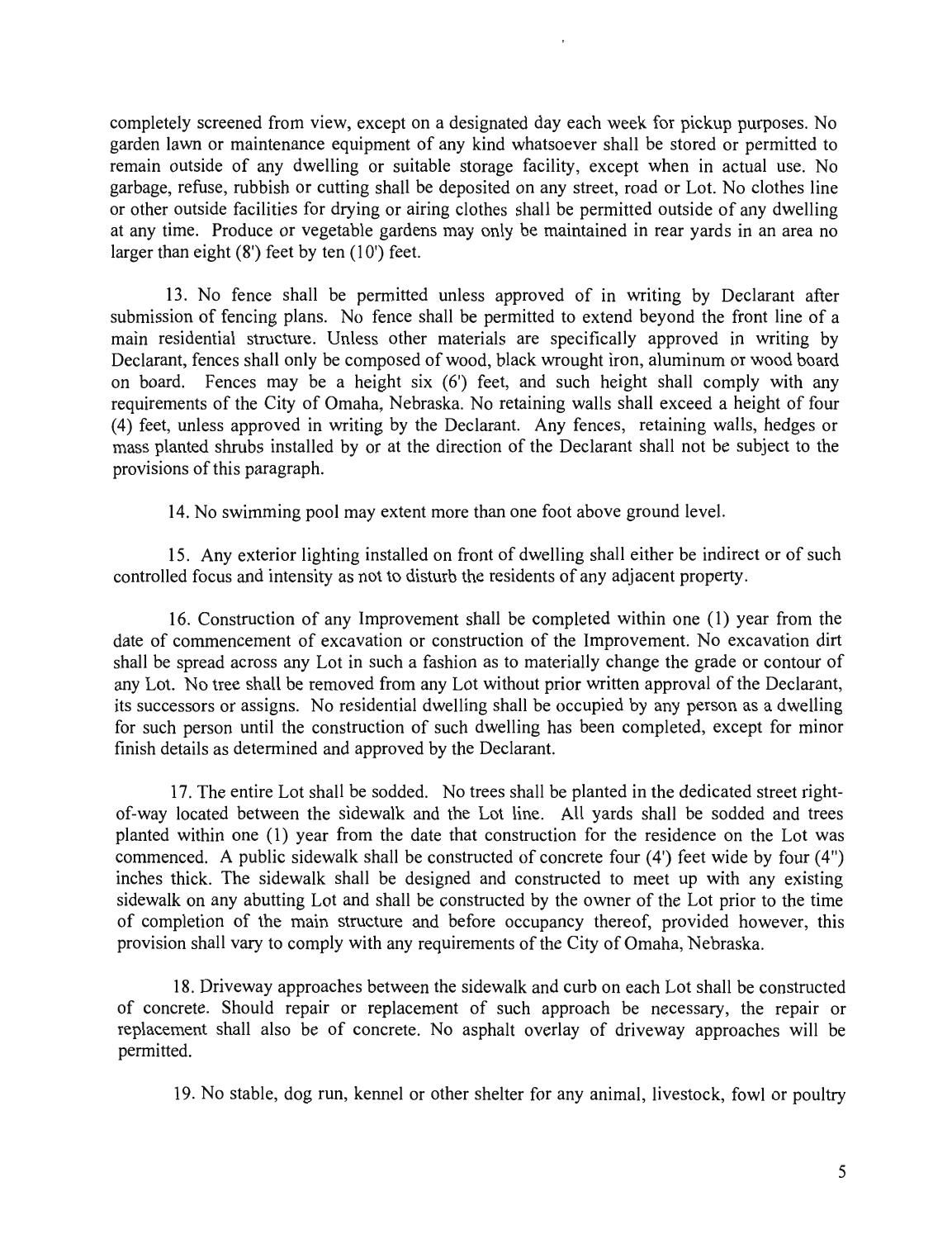completely screened from view, except on a designated day each week for pickup purposes. No garden lawn or maintenance equipment of any kind whatsoever shall be stored or permitted to remain outside of any dwelling or suitable storage facility, except when in actual use. No garbage, refuse, rubbish or cutting shall be deposited on any street, road or Lot. No clothes line or other outside facilities for drying or airing clothes shall be permitted outside of any dwelling at any time. Produce or vegetable gardens may only be maintained in rear yards in an area no larger than eight (8') feet by ten (10') feet.

13. No fence shall be permitted unless approved of in writing by Declarant after submission of fencing plans. No fence shall be permitted to extend beyond the front line of a main residential structure. Unless other materials are specifically approved in writing by Declarant, fences shall only be composed of wood, black wrought iron, aluminum or wood board on board. Fences may be a height six (6') feet, and such height shall comply with any requirements of the City of Omaha, Nebraska. No retaining walls shall exceed a height of four (4) feet, unless approved in writing by the Declarant. Any fences, retaining walls, hedges or mass planted shrubs installed by or at the direction of the Declarant shall not be subject to the provisions of this paragraph.

14. No swimming pool may extent more than one foot above ground level.

15. Any exterior lighting installed on front of dwelling shall either be indirect or of such controlled focus and intensity as not to disturb the residents of any adjacent property.

16. Construction of any Improvement shall be completed within one (1) year from the date of commencement of excavation or construction of the Improvement. No excavation dirt shall be spread across any Lot in such a fashion as to materially change the grade or contour of any Lot. No tree shall be removed from any Lot without prior written approval of the Declarant, its successors or assigns. No residential dwelling shall be occupied by any person as a dwelling for such person until the construction of such dwelling has been completed, except for minor finish details as determined and approved by the Declarant.

17. The entire Lot shall be sodded. No trees shall be planted in the dedicated street right-of-way located between the sidewalk and the Lot line. All yards shall be sodded and trees planted within one (1) year from the date that construction for the residence on the Lot was commenced. A public sidewalk shall be constructed of concrete four (4') feet wide by four (4") inches thick. The sidewalk shall be designed and constructed to meet up with any existing sidewalk on any abutting Lot and shall be constructed by the owner of the Lot prior to the time of completion of the main structure and before occupancy thereof, provided however, this provision shall vary to comply with any requirements of the City of Omaha, Nebraska.

18. Driveway approaches between the sidewalk and curb on each Lot shall be constructed of concrete. Should repair or replacement of such approach be necessary, the repair or replacement shall also be of concrete. No asphalt overlay of driveway approaches will be permitted.

19. No stable, dog run, kennel or other shelter for any animal, livestock, fowl or poultry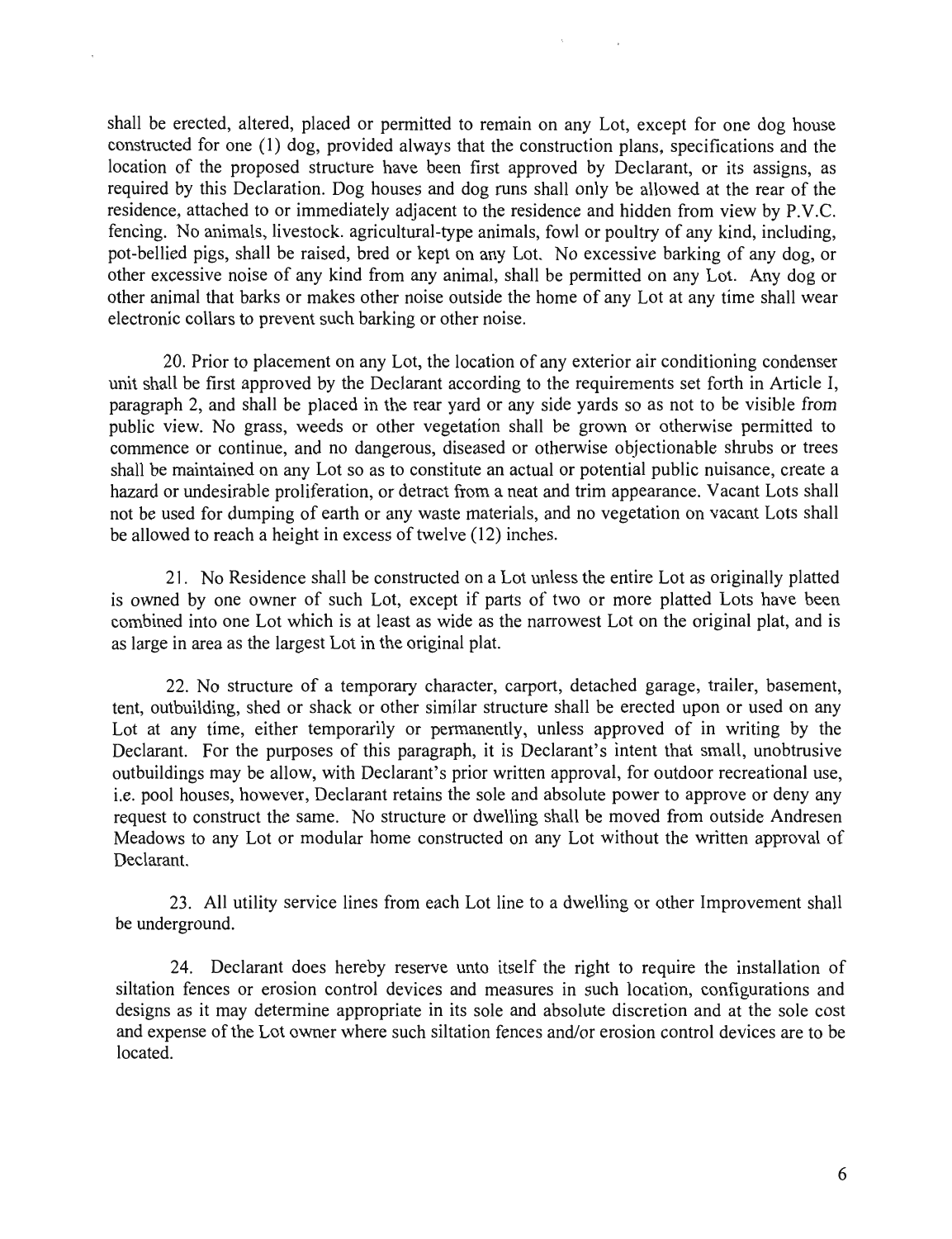shall be erected, altered, placed or permitted to remain on any Lot, except for one dog house constructed for one (1) dog, provided always that the construction plans, specifications and the location of the proposed structure have been first approved by Declarant, or its assigns, as required by this Declaration. Dog houses and dog runs shall only be allowed at the rear of the residence, attached to or immediately adjacent to the residence and hidden from view by P.V.C. fencing. No animals, livestock. agricultural-type animals, fowl or poultry of any kind, including, pot-bellied pigs, shall be raised, bred or kept on any Lot. No excessive barking of any dog, or other excessive noise of any kind from any animal, shall be permitted on any Lot. Any dog or other animal that barks or makes other noise outside the home of any Lot at any time shall wear electronic collars to prevent such barking or other noise.

20. Prior to placement on any Lot, the location of any exterior air conditioning condenser unit shall be first approved by the Declarant according to the requirements set forth in Article I, paragraph 2, and shall be placed in the rear yard or any side yards so as not to be visible from public view. No grass, weeds or other vegetation shall be grown or otherwise permitted to commence or continue, and no dangerous, diseased or otherwise objectionable shrubs or trees shall be maintained on any Lot so as to constitute an actual or potential public nuisance, create a hazard or undesirable proliferation, or detract from a neat and trim appearance. Vacant Lots shall not be used for dumping of earth or any waste materials, and no vegetation on vacant Lots shall be allowed to reach a height in excess of twelve (12) inches.

21. No Residence shall be constructed on a Lot unless the entire Lot as originally platted is owned by one owner of such Lot, except if parts of two or more platted Lots have been combined into one Lot which is at least as wide as the narrowest Lot on the original plat, and is as large in area as the largest Lot in the original plat.

22. No structure of a temporary character, carport, detached garage, trailer, basement, tent, outbuilding, shed or shack or other similar structure shall be erected upon or used on any Lot at any time, either temporarily or permanently, unless approved of in writing by the Declarant. For the purposes of this paragraph, it is Declarant's intent that small, unobtrusive outbuildings may be allow, with Declarant's prior written approval, for outdoor recreational use, i.e. pool houses, however, Declarant retains the sole and absolute power to approve or deny any request to construct the same. No structure or dwelling shall be moved from outside Andresen Meadows to any Lot or modular home constructed on any Lot without the written approval of Declarant.

23. All utility service lines from each Lot line to a dwelling or other Improvement shall be underground.

24. Declarant does hereby reserve unto itself the right to require the installation of siltation fences or erosion control devices and measures in such location, configurations and designs as it may determine appropriate in its sole and absolute discretion and at the sole cost and expense of the Lot owner where such siltation fences and/or erosion control devices are to be located.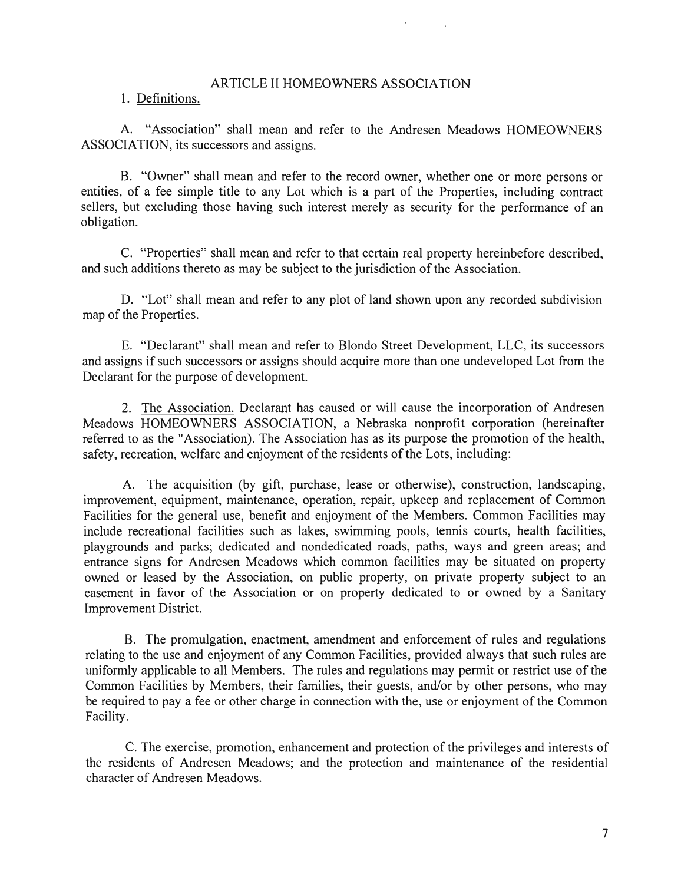## ARTICLE II HOMEOWNERS ASSOCIATION

1. Definitions.

A. "Association" shall mean and refer to the Andresen Meadows HOMEOWNERS ASSOCIATION, its successors and assigns.

B. "Owner" shall mean and refer to the record owner, whether one or more persons or entities, of a fee simple title to any Lot which is a part of the Properties, including contract sellers, but excluding those having such interest merely as security for the performance of an obligation.

C. "Properties" shall mean and refer to that certain real property hereinbefore described, and such additions thereto as may be subject to the jurisdiction of the Association.

D. "Lot" shall mean and refer to any plot of land shown upon any recorded subdivision map of the Properties.

E. "Declarant" shall mean and refer to Blondo Street Development, LLC, its successors and assigns if such successors or assigns should acquire more than one undeveloped Lot from the Declarant for the purpose of development.

2. The Association. Declarant has caused or will cause the incorporation of Andresen Meadows HOMEOWNERS ASSOCIATION, a Nebraska nonprofit corporation (hereinafter referred to as the "Association). The Association has as its purpose the promotion of the health, safety, recreation, welfare and enjoyment of the residents of the Lots, including:

A. The acquisition (by gift, purchase, lease or otherwise), construction, landscaping, improvement, equipment, maintenance, operation, repair, upkeep and replacement of Common Facilities for the general use, benefit and enjoyment of the Members. Common Facilities may include recreational facilities such as lakes, swimming pools, tennis courts, health facilities, playgrounds and parks; dedicated and nondedicated roads, paths, ways and green areas; and entrance signs for Andresen Meadows which common facilities may be situated on property owned or leased by the Association, on public property, on private property subject to an easement in favor of the Association or on property dedicated to or owned by a Sanitary Improvement District.

B. The promulgation, enactment, amendment and enforcement of rules and regulations relating to the use and enjoyment of any Common Facilities, provided always that such rules are uniformly applicable to all Members. The rules and regulations may permit or restrict use of the Common Facilities by Members, their families, their guests, and/or by other persons, who may be required to pay a fee or other charge in connection with the, use or enjoyment of the Common Facility.

C. The exercise, promotion, enhancement and protection of the privileges and interests of the residents of Andresen Meadows; and the protection and maintenance of the residential character of Andresen Meadows.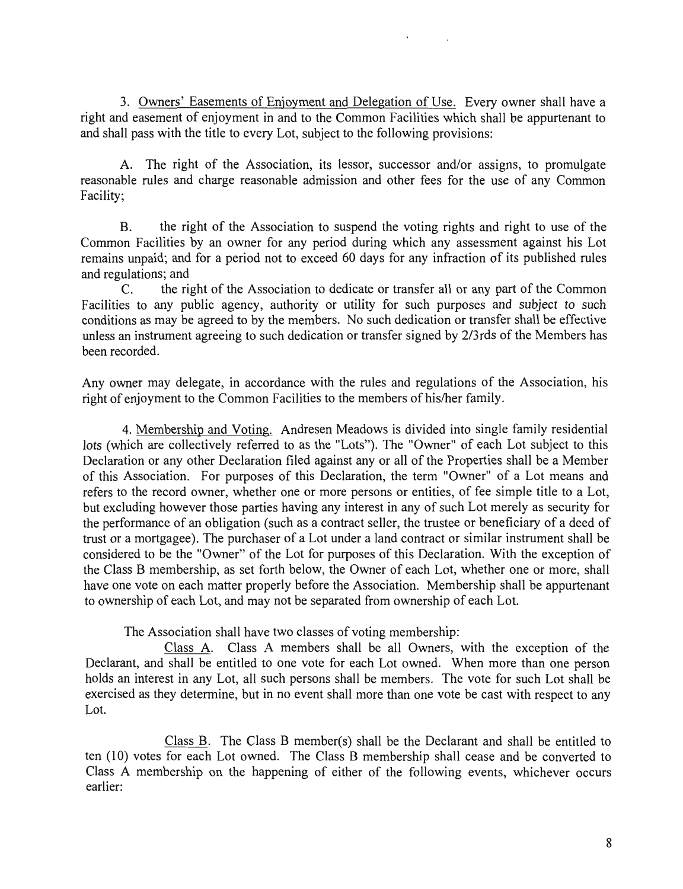3. Owners' Easements of Enjoyment and Delegation of Use. Every owner shall have a right and easement of enjoyment in and to the Common Facilities which shall be appurtenant to and shall pass with the title to every Lot, subject to the following provisions:

A. The right of the Association, its lessor, successor and/or assigns, to promulgate reasonable rules and charge reasonable admission and other fees for the use of any Common Facility;

B. the right of the Association to suspend the voting rights and right to use of the Common Facilities by an owner for any period during which any assessment against his Lot remains unpaid; and for a period not to exceed 60 days for any infraction of its published rules and regulations; and

C. the right of the Association to dedicate or transfer all or any part of the Common Facilities to any public agency, authority or utility for such purposes and subject to such conditions as may be agreed to by the members. No such dedication or transfer shall be effective unless an instrument agreeing to such dedication or transfer signed by 2/3rds of the Members has been recorded.

Any owner may delegate, in accordance with the rules and regulations of the Association, his right of enjoyment to the Common Facilities to the members of his/her family.

4. Membership and Voting. Andresen Meadows is divided into single family residential lots (which are collectively referred to as the "Lots"). The "Owner" of each Lot subject to this Declaration or any other Declaration filed against any or all of the Properties shall be a Member of this Association. For purposes of this Declaration, the term "Owner" of a Lot means and refers to the record owner, whether one or more persons or entities, of fee simple title to a Lot, but excluding however those parties having any interest in any of such Lot merely as security for the performance of an obligation (such as a contract seller, the trustee or beneficiary of a deed of trust or a mortgagee). The purchaser of a Lot under a land contract or similar instrument shall be considered to be the "Owner" of the Lot for purposes of this Declaration. With the exception of the Class B membership, as set forth below, the Owner of each Lot, whether one or more, shall have one vote on each matter properly before the Association. Membership shall be appurtenant to ownership of each Lot, and may not be separated from ownership of each Lot.

The Association shall have two classes of voting membership:

Class A. Class A members shall be all Owners, with the exception of the Declarant, and shall be entitled to one vote for each Lot owned. When more than one person holds an interest in any Lot, all such persons shall be members. The vote for such Lot shall be exercised as they determine, but in no event shall more than one vote be cast with respect to any Lot.

Class B. The Class B member(s) shall be the Declarant and shall be entitled to ten (10) votes for each Lot owned. The Class B membership shall cease and be converted to Class A membership on the happening of either of the following events, whichever occurs earlier: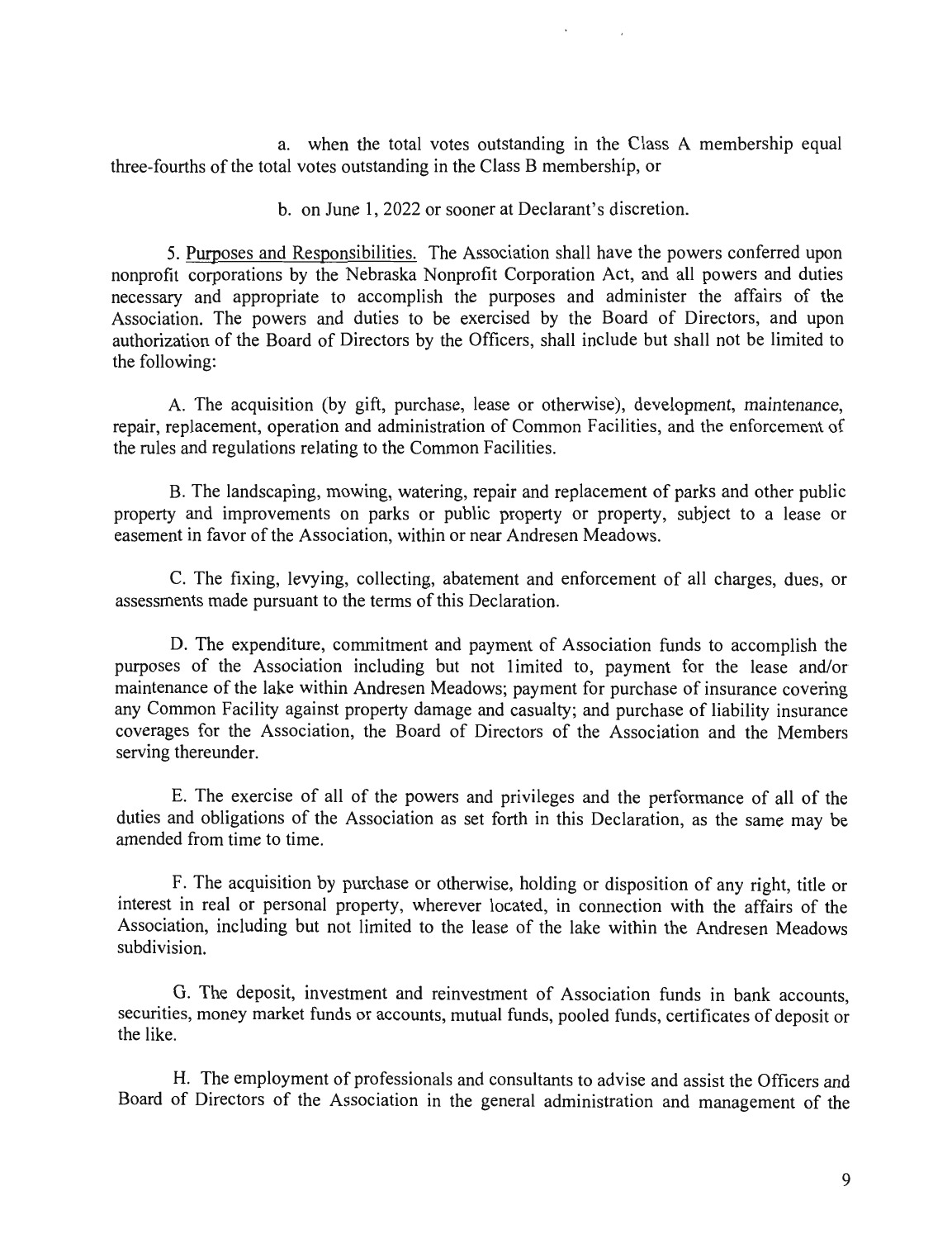a. when the total votes outstanding in the Class A membership equal three-fourths of the total votes outstanding in the Class B membership, or

b. on June 1, 2022 or sooner at Declarant's discretion.

5. Purposes and Responsibilities. The Association shall have the powers conferred upon nonprofit corporations by the Nebraska Nonprofit Corporation Act, and all powers and duties necessary and appropriate to accomplish the purposes and administer the affairs of the Association. The powers and duties to be exercised by the Board of Directors, and upon authorization of the Board of Directors by the Officers, shall include but shall not be limited to the following:

A. The acquisition (by gift, purchase, lease or otherwise), development, maintenance, repair, replacement, operation and administration of Common Facilities, and the enforcement of the rules and regulations relating to the Common Facilities.

B. The landscaping, mowing, watering, repair and replacement of parks and other public property and improvements on parks or public property or property, subject to a lease or easement in favor of the Association, within or near Andresen Meadows.

C. The fixing, levying, collecting, abatement and enforcement of all charges, dues, or assessments made pursuant to the terms of this Declaration.

D. The expenditure, commitment and payment of Association funds to accomplish the purposes of the Association including but not limited to, payment for the lease and/or maintenance of the lake within Andresen Meadows; payment for purchase of insurance covering any Common Facility against property damage and casualty; and purchase of liability insurance coverages for the Association, the Board of Directors of the Association and the Members serving thereunder.

E. The exercise of all of the powers and privileges and the performance of all of the duties and obligations of the Association as set forth in this Declaration, as the same may be amended from time to time.

F. The acquisition by purchase or otherwise, holding or disposition of any right, title or interest in real or personal property, wherever located, in connection with the affairs of the Association, including but not limited to the lease of the lake within the Andresen Meadows subdivision.

G. The deposit, investment and reinvestment of Association funds in bank accounts, securities, money market funds or accounts, mutual funds, pooled funds, certificates of deposit or the like.

H. The employment of professionals and consultants to advise and assist the Officers and Board of Directors of the Association in the general administration and management of the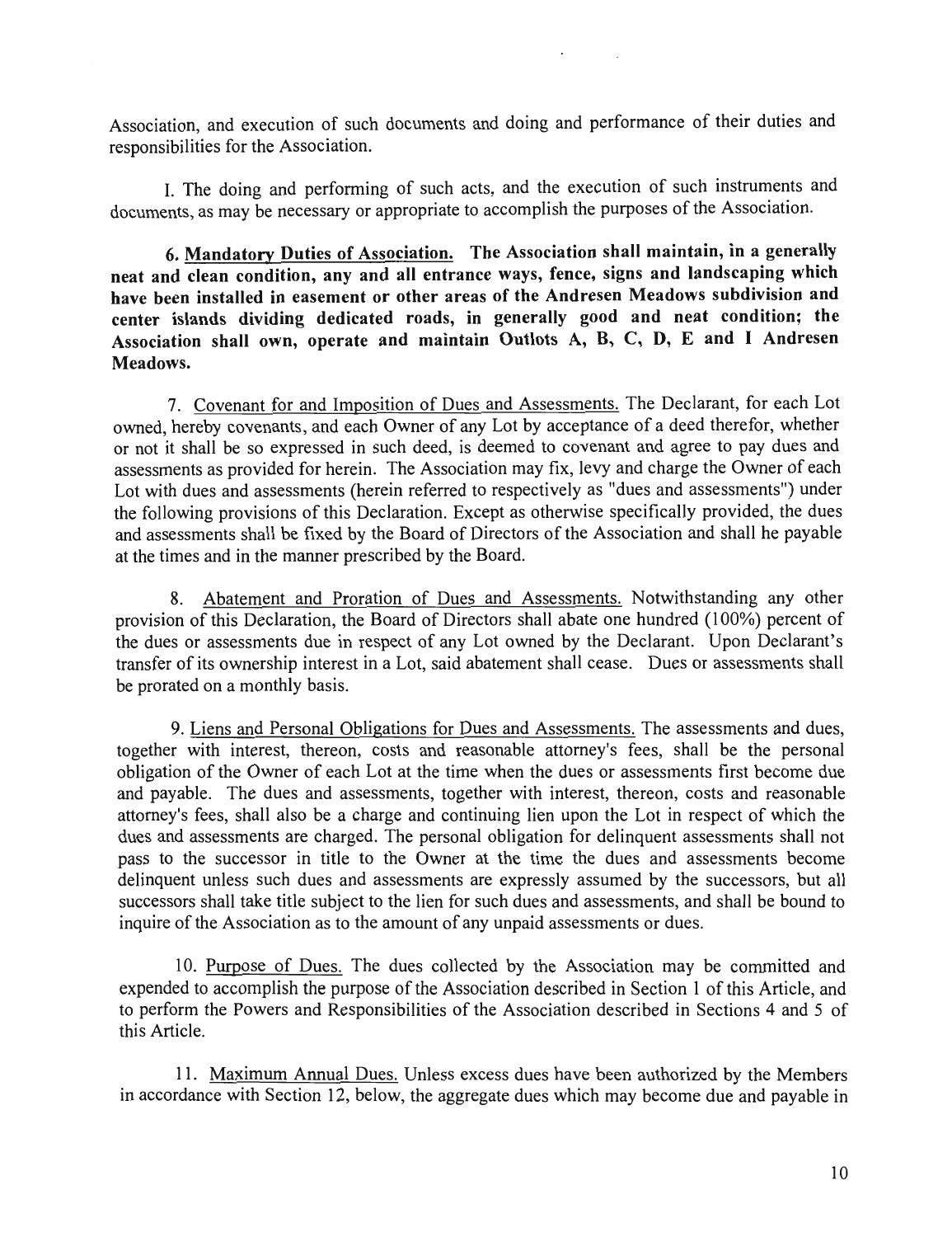Association, and execution of such documents and doing and performance of their duties and responsibilities for the Association.

I. The doing and performing of such acts, and the execution of such instruments and documents, as may be necessary or appropriate to accomplish the purposes of the Association.

**6. Mandatory Duties of Association. The Association shall maintain, in a generally neat and clean condition, any and all entrance ways, fence, signs and landscaping which have been installed in easement or other areas of the Andresen Meadows subdivision and center islands dividing dedicated roads, in generally good and neat condition; the Association shall own, operate and maintain Outlots A, B, C, D, E and I Andresen Meadows.**

7. Covenant for and Imposition of Dues and Assessments. The Declarant, for each Lot owned, hereby covenants, and each Owner of any Lot by acceptance of a deed therefor, whether or not it shall be so expressed in such deed, is deemed to covenant and agree to pay dues and assessments as provided for herein. The Association may fix, levy and charge the Owner of each Lot with dues and assessments (herein referred to respectively as "dues and assessments") under the following provisions of this Declaration. Except as otherwise specifically provided, the dues and assessments shall be fixed by the Board of Directors of the Association and shall he payable at the times and in the manner prescribed by the Board.

8. Abatement and Proration of Dues and Assessments. Notwithstanding any other provision of this Declaration, the Board of Directors shall abate one hundred (100%) percent of the dues or assessments due in respect of any Lot owned by the Declarant. Upon Declarant's transfer of its ownership interest in a Lot, said abatement shall cease. Dues or assessments shall be prorated on a monthly basis.

9. Liens and Personal Obligations for Dues and Assessments. The assessments and dues, together with interest, thereon, costs and reasonable attorney's fees, shall be the personal obligation of the Owner of each Lot at the time when the dues or assessments first become due and payable. The dues and assessments, together with interest, thereon, costs and reasonable attorney's fees, shall also be a charge and continuing lien upon the Lot in respect of which the dues and assessments are charged. The personal obligation for delinquent assessments shall not pass to the successor in title to the Owner at the time the dues and assessments become delinquent unless such dues and assessments are expressly assumed by the successors, but all successors shall take title subject to the lien for such dues and assessments, and shall be bound to inquire of the Association as to the amount of any unpaid assessments or dues.

10. Purpose of Dues. The dues collected by the Association may be committed and expended to accomplish the purpose of the Association described in Section 1 of this Article, and to perform the Powers and Responsibilities of the Association described in Sections 4 and 5 of this Article.

11. Maximum Annual Dues. Unless excess dues have been authorized by the Members in accordance with Section 12, below, the aggregate dues which may become due and payable in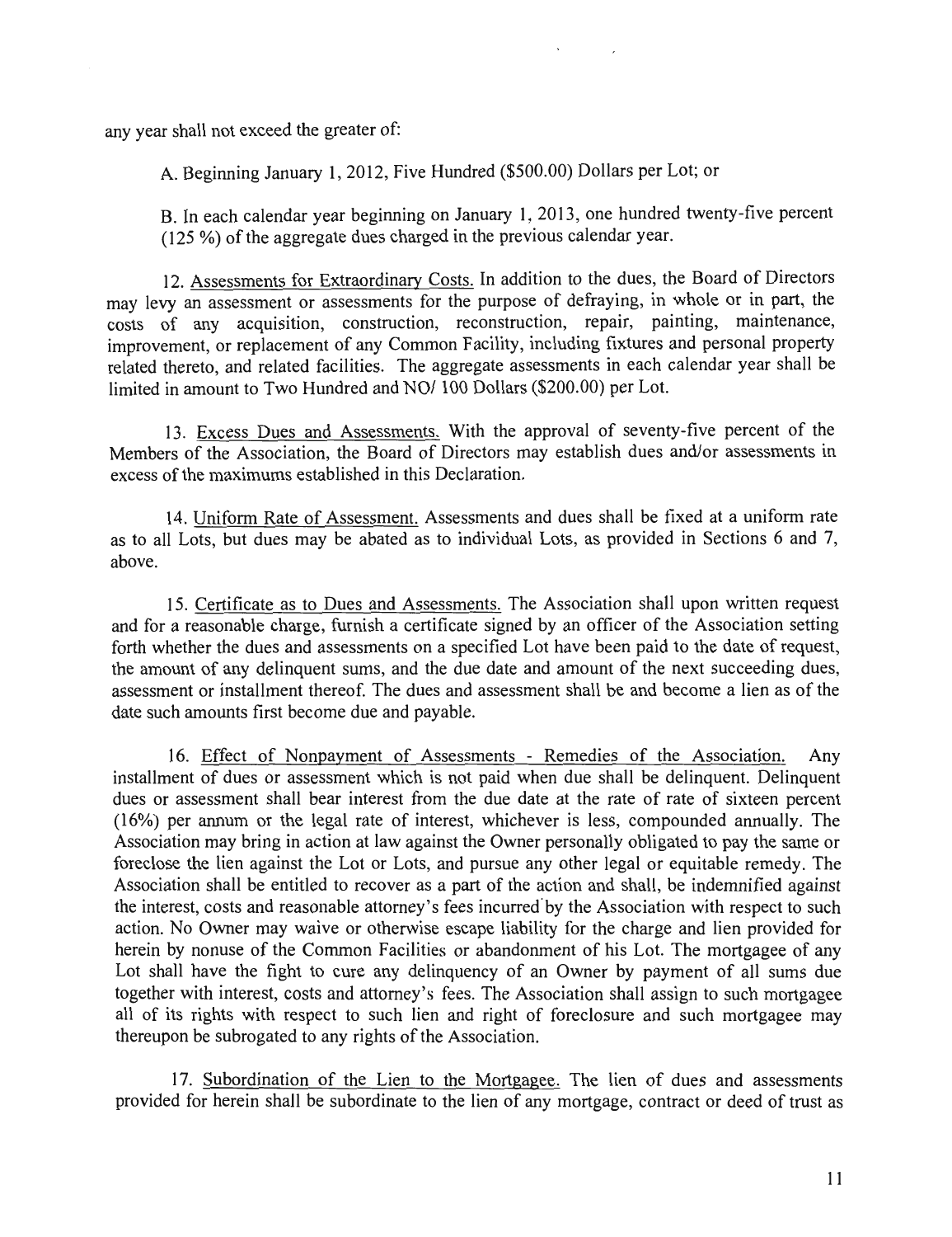any year shall not exceed the greater of:

A. Beginning January 1, 2012, Five Hundred ($500.00) Dollars per Lot; or

B. In each calendar year beginning on January 1, 2013, one hundred twenty-five percent (125 %) of the aggregate dues charged in the previous calendar year.

12. Assessments for Extraordinary Costs. In addition to the dues, the Board of Directors may levy an assessment or assessments for the purpose of defraying, in whole or in part, the costs of any acquisition, construction, reconstruction, repair, painting, maintenance, improvement, or replacement of any Common Facility, including fixtures and personal property related thereto, and related facilities. The aggregate assessments in each calendar year shall be limited in amount to Two Hundred and NO/ 100 Dollars ($200.00) per Lot.

13. Excess Dues and Assessments. With the approval of seventy-five percent of the Members of the Association, the Board of Directors may establish dues and/or assessments in excess of the maximums established in this Declaration.

14. Uniform Rate of Assessment. Assessments and dues shall be fixed at a uniform rate as to all Lots, but dues may be abated as to individual Lots, as provided in Sections 6 and 7, above.

15. Certificate as to Dues and Assessments. The Association shall upon written request and for a reasonable charge, furnish a certificate signed by an officer of the Association setting forth whether the dues and assessments on a specified Lot have been paid to the date of request, the amount of any delinquent sums, and the due date and amount of the next succeeding dues, assessment or installment thereof. The dues and assessment shall be and become a lien as of the date such amounts first become due and payable.

16. Effect of Nonpayment of Assessments - Remedies of the Association. Any installment of dues or assessment which is not paid when due shall be delinquent. Delinquent dues or assessment shall bear interest from the due date at the rate of rate of sixteen percent (16%) per annum or the legal rate of interest, whichever is less, compounded annually. The Association may bring in action at law against the Owner personally obligated to pay the same or foreclose the lien against the Lot or Lots, and pursue any other legal or equitable remedy. The Association shall be entitled to recover as a part of the action and shall, be indemnified against the interest, costs and reasonable attorney's fees incurred by the Association with respect to such action. No Owner may waive or otherwise escape liability for the charge and lien provided for herein by nonuse of the Common Facilities or abandonment of his Lot. The mortgagee of any Lot shall have the fight to cure any delinquency of an Owner by payment of all sums due together with interest, costs and attorney's fees. The Association shall assign to such mortgagee all of its rights with respect to such lien and right of foreclosure and such mortgagee may thereupon be subrogated to any rights of the Association.

17. Subordination of the Lien to the Mortgagee. The lien of dues and assessments provided for herein shall be subordinate to the lien of any mortgage, contract or deed of trust as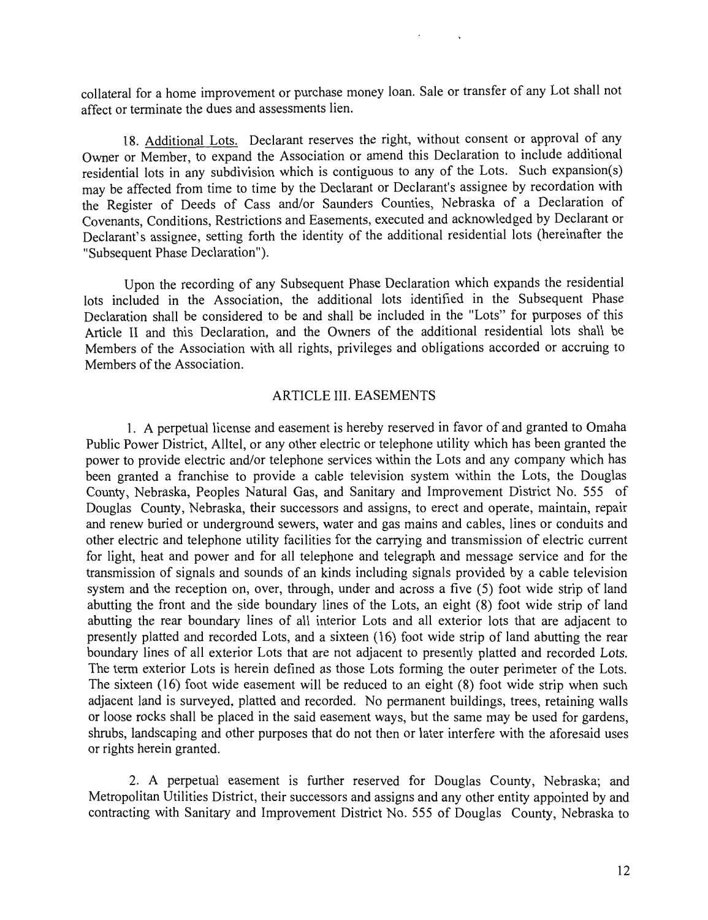collateral for a home improvement or purchase money loan. Sale or transfer of any Lot shall not affect or terminate the dues and assessments lien.

18. Additional Lots. Declarant reserves the right, without consent or approval of any Owner or Member, to expand the Association or amend this Declaration to include additional residential lots in any subdivision which is contiguous to any of the Lots. Such expansion(s) may be affected from time to time by the Declarant or Declarant's assignee by recordation with the Register of Deeds of Cass and/or Saunders Counties, Nebraska of a Declaration of Covenants, Conditions, Restrictions and Easements, executed and acknowledged by Declarant or Declarant's assignee, setting forth the identity of the additional residential lots (hereinafter the "Subsequent Phase Declaration").

Upon the recording of any Subsequent Phase Declaration which expands the residential lots included in the Association, the additional lots identified in the Subsequent Phase Declaration shall be considered to be and shall be included in the "Lots" for purposes of this Article II and this Declaration, and the Owners of the additional residential lots shall be Members of the Association with all rights, privileges and obligations accorded or accruing to Members of the Association.

## ARTICLE III. EASEMENTS

1. A perpetual license and easement is hereby reserved in favor of and granted to Omaha Public Power District, Alltel, or any other electric or telephone utility which has been granted the power to provide electric and/or telephone services within the Lots and any company which has been granted a franchise to provide a cable television system within the Lots, the Douglas County, Nebraska, Peoples Natural Gas, and Sanitary and Improvement District No. 555 of Douglas County, Nebraska, their successors and assigns, to erect and operate, maintain, repair and renew buried or underground sewers, water and gas mains and cables, lines or conduits and other electric and telephone utility facilities for the carrying and transmission of electric current for light, heat and power and for all telephone and telegraph and message service and for the transmission of signals and sounds of an kinds including signals provided by a cable television system and the reception on, over, through, under and across a five (5) foot wide strip of land abutting the front and the side boundary lines of the Lots, an eight (8) foot wide strip of land abutting the rear boundary lines of all interior Lots and all exterior lots that are adjacent to presently platted and recorded Lots, and a sixteen (16) foot wide strip of land abutting the rear boundary lines of all exterior Lots that are not adjacent to presently platted and recorded Lots. The term exterior Lots is herein defined as those Lots forming the outer perimeter of the Lots. The sixteen (16) foot wide easement will be reduced to an eight (8) foot wide strip when such adjacent land is surveyed, platted and recorded. No permanent buildings, trees, retaining walls or loose rocks shall be placed in the said easement ways, but the same may be used for gardens, shrubs, landscaping and other purposes that do not then or later interfere with the aforesaid uses or rights herein granted.

2. A perpetual easement is further reserved for Douglas County, Nebraska; and Metropolitan Utilities District, their successors and assigns and any other entity appointed by and contracting with Sanitary and Improvement District No. 555 of Douglas County, Nebraska to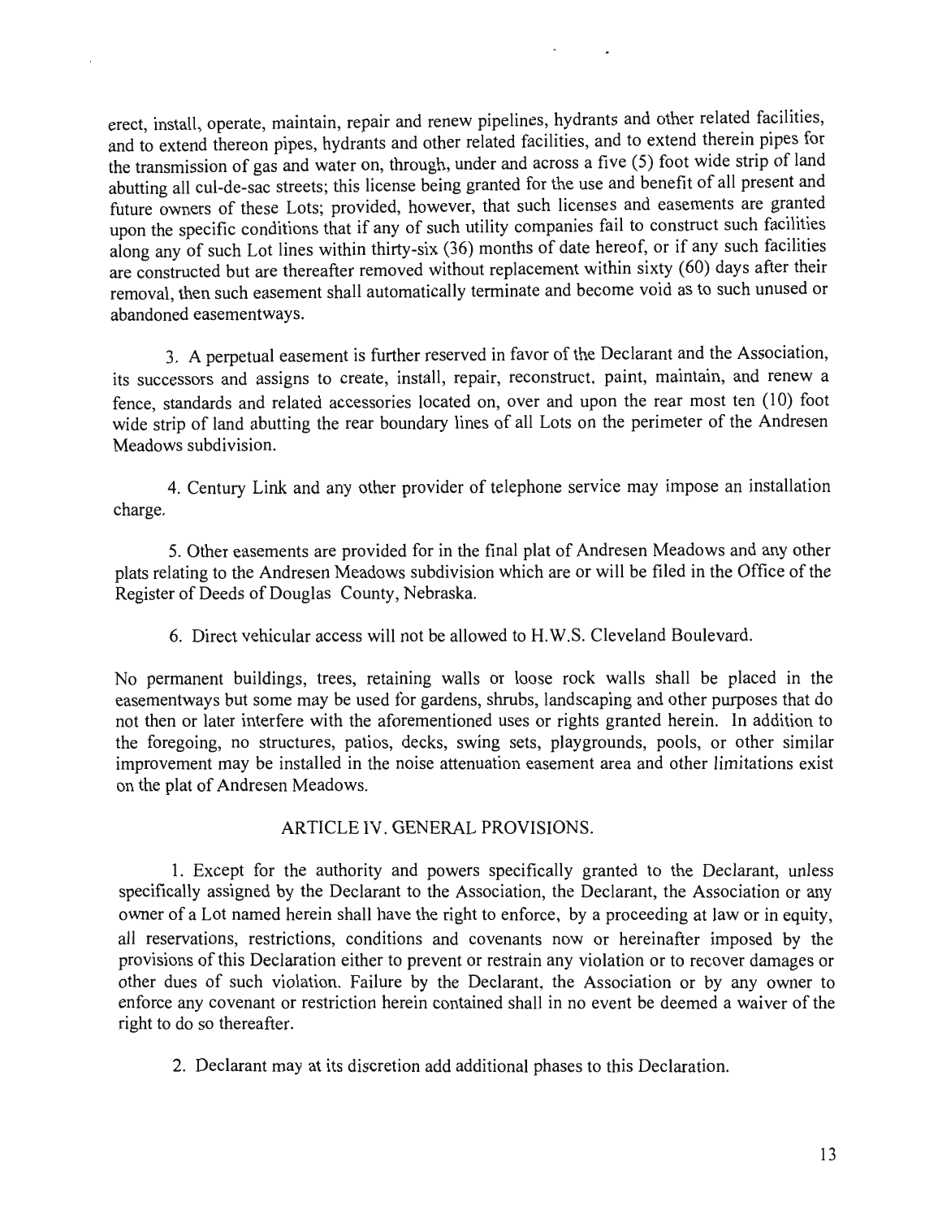erect, install, operate, maintain, repair and renew pipelines, hydrants and other related facilities, and to extend thereon pipes, hydrants and other related facilities, and to extend therein pipes for the transmission of gas and water on, through, under and across a five (5) foot wide strip of land abutting all cul-de-sac streets; this license being granted for the use and benefit of all present and future owners of these Lots; provided, however, that such licenses and easements are granted upon the specific conditions that if any of such utility companies fail to construct such facilities along any of such Lot lines within thirty-six (36) months of date hereof, or if any such facilities are constructed but are thereafter removed without replacement within sixty (60) days after their removal, then such easement shall automatically terminate and become void as to such unused or abandoned easementways.

3. A perpetual easement is further reserved in favor of the Declarant and the Association, its successors and assigns to create, install, repair, reconstruct, paint, maintain, and renew a fence, standards and related accessories located on, over and upon the rear most ten (10) foot wide strip of land abutting the rear boundary lines of all Lots on the perimeter of the Andresen Meadows subdivision.

4. Century Link and any other provider of telephone service may impose an installation charge.

5. Other easements are provided for in the final plat of Andresen Meadows and any other plats relating to the Andresen Meadows subdivision which are or will be filed in the Office of the Register of Deeds of Douglas County, Nebraska.

6. Direct vehicular access will not be allowed to H.W.S. Cleveland Boulevard.

No permanent buildings, trees, retaining walls or loose rock walls shall be placed in the easementways but some may be used for gardens, shrubs, landscaping and other purposes that do not then or later interfere with the aforementioned uses or rights granted herein. In addition to the foregoing, no structures, patios, decks, swing sets, playgrounds, pools, or other similar improvement may be installed in the noise attenuation easement area and other limitations exist on the plat of Andresen Meadows.

## ARTICLE IV. GENERAL PROVISIONS.

1. Except for the authority and powers specifically granted to the Declarant, unless specifically assigned by the Declarant to the Association, the Declarant, the Association or any owner of a Lot named herein shall have the right to enforce, by a proceeding at law or in equity, all reservations, restrictions, conditions and covenants now or hereinafter imposed by the provisions of this Declaration either to prevent or restrain any violation or to recover damages or other dues of such violation. Failure by the Declarant, the Association or by any owner to enforce any covenant or restriction herein contained shall in no event be deemed a waiver of the right to do so thereafter.

2. Declarant may at its discretion add additional phases to this Declaration.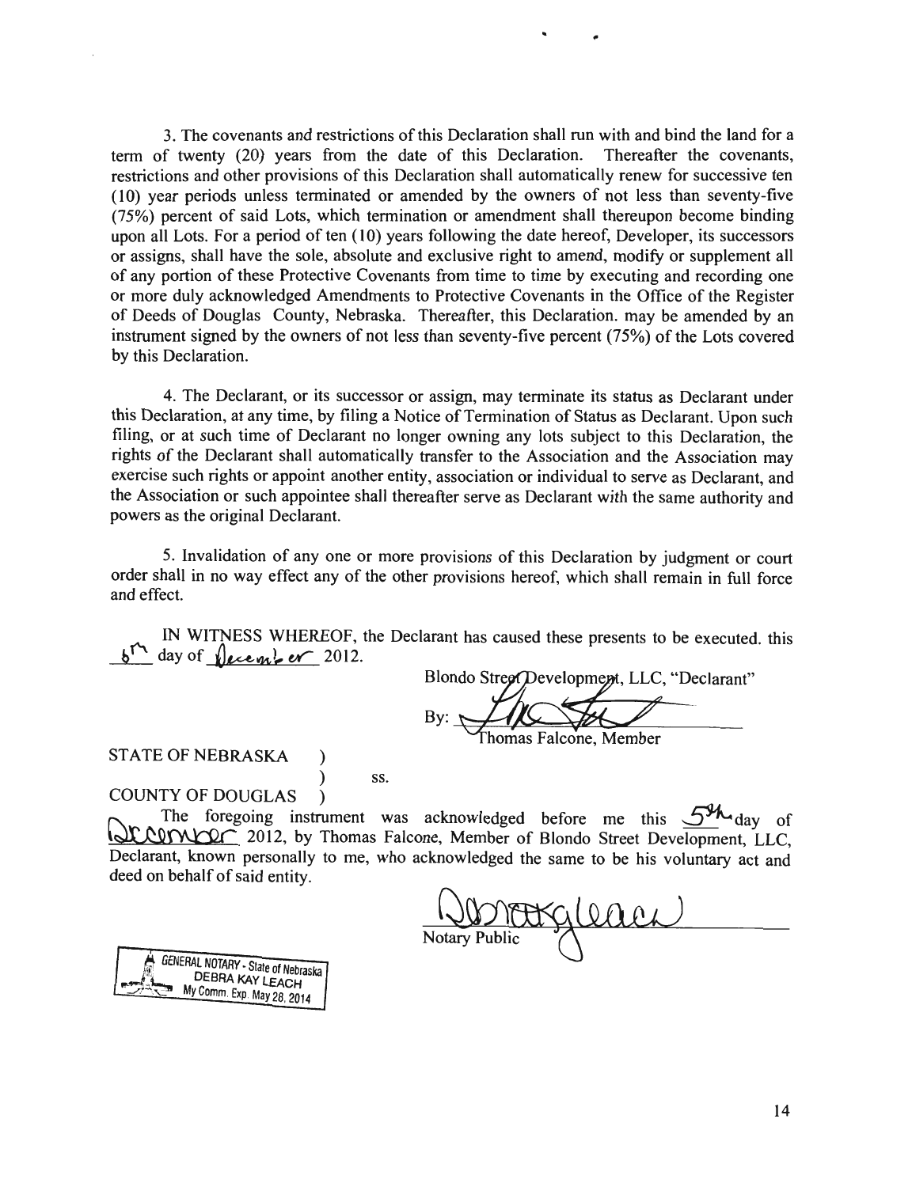3. The covenants and restrictions of this Declaration shall run with and bind the land for a term of twenty (20) years from the date of this Declaration. Thereafter the covenants, restrictions and other provisions of this Declaration shall automatically renew for successive ten (10) year periods unless terminated or amended by the owners of not less than seventy-five (75%) percent of said Lots, which termination or amendment shall thereupon become binding upon all Lots. For a period of ten (10) years following the date hereof, Developer, its successors or assigns, shall have the sole, absolute and exclusive right to amend, modify or supplement all of any portion of these Protective Covenants from time to time by executing and recording one or more duly acknowledged Amendments to Protective Covenants in the Office of the Register of Deeds of Douglas County, Nebraska. Thereafter, this Declaration. may be amended by an instrument signed by the owners of not less than seventy-five percent (75%) of the Lots covered by this Declaration.

4. The Declarant, or its successor or assign, may terminate its status as Declarant under this Declaration, at any time, by filing a Notice of Termination of Status as Declarant. Upon such filing, or at such time of Declarant no longer owning any lots subject to this Declaration, the rights of the Declarant shall automatically transfer to the Association and the Association may exercise such rights or appoint another entity, association or individual to serve as Declarant, and the Association or such appointee shall thereafter serve as Declarant with the same authority and powers as the original Declarant.

5. Invalidation of any one or more provisions of this Declaration by judgment or court order shall in no way effect any of the other provisions hereof, which shall remain in full force and effect.

IN WITNESS WHEREOF, the Declarant has caused these presents to be executed. this 6th day of December 2012.

Blondo Street Development, LLC, "Declarant"

By: ______________________
Thomas Falcone, Member

STATE OF NEBRASKA )
) ss.
COUNTY OF DOUGLAS )

The foregoing instrument was acknowledged before me this 5th day of December 2012, by Thomas Falcone, Member of Blondo Street Development, LLC, Declarant, known personally to me, who acknowledged the same to be his voluntary act and deed on behalf of said entity.

______________________
Notary Public

GENERAL NOTARY - State of Nebraska
DEBRA KAY LEACH
My Comm. Exp. May 28, 2014